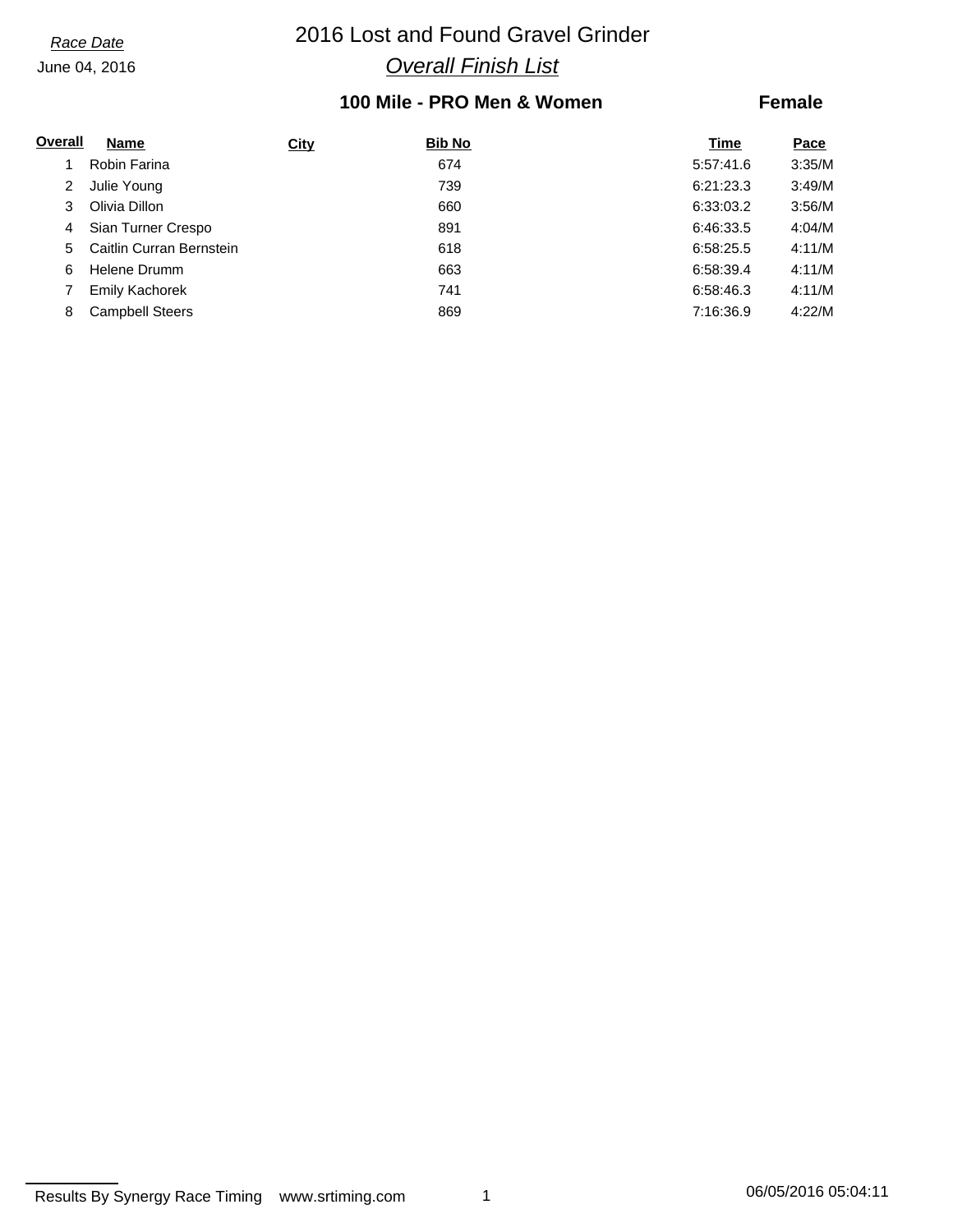*Race Date*

June 04, 2016

# 2016 Lost and Found Gravel Grinder

## *Overall Finish List*

### 100 Mile - PRO Men & Women

**Female**

| Overall | Name | City | Bib No | Time | Pace |
|---|---|---|---|---|---|
| 1 | Robin Farina | | 674 | 5:57:41.6 | 3:35/M |
| 2 | Julie Young | | 739 | 6:21:23.3 | 3:49/M |
| 3 | Olivia Dillon | | 660 | 6:33:03.2 | 3:56/M |
| 4 | Sian Turner Crespo | | 891 | 6:46:33.5 | 4:04/M |
| 5 | Caitlin Curran Bernstein | | 618 | 6:58:25.5 | 4:11/M |
| 6 | Helene Drumm | | 663 | 6:58:39.4 | 4:11/M |
| 7 | Emily Kachorek | | 741 | 6:58:46.3 | 4:11/M |
| 8 | Campbell Steers | | 869 | 7:16:36.9 | 4:22/M |

Results By Synergy Race Timing www.srtiming.com

06/05/2016 05:04:11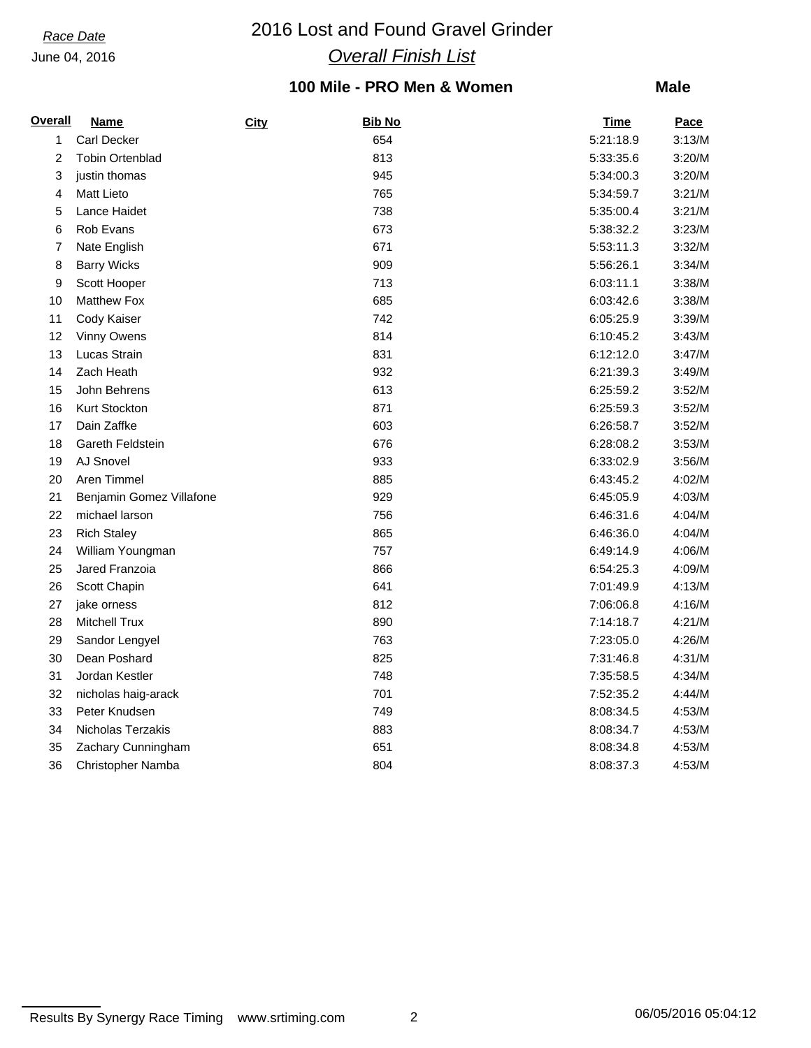*Race Date*

June 04, 2016

# 2016 Lost and Found Gravel Grinder

## *Overall Finish List*

### 100 Mile - PRO Men & Women

**Male**

| Overall | Name | City | Bib No | Time | Pace |
|---|---|---|---|---|---|
| 1 | Carl Decker | | 654 | 5:21:18.9 | 3:13/M |
| 2 | Tobin Ortenblad | | 813 | 5:33:35.6 | 3:20/M |
| 3 | justin thomas | | 945 | 5:34:00.3 | 3:20/M |
| 4 | Matt Lieto | | 765 | 5:34:59.7 | 3:21/M |
| 5 | Lance Haidet | | 738 | 5:35:00.4 | 3:21/M |
| 6 | Rob Evans | | 673 | 5:38:32.2 | 3:23/M |
| 7 | Nate English | | 671 | 5:53:11.3 | 3:32/M |
| 8 | Barry Wicks | | 909 | 5:56:26.1 | 3:34/M |
| 9 | Scott Hooper | | 713 | 6:03:11.1 | 3:38/M |
| 10 | Matthew Fox | | 685 | 6:03:42.6 | 3:38/M |
| 11 | Cody Kaiser | | 742 | 6:05:25.9 | 3:39/M |
| 12 | Vinny Owens | | 814 | 6:10:45.2 | 3:43/M |
| 13 | Lucas Strain | | 831 | 6:12:12.0 | 3:47/M |
| 14 | Zach Heath | | 932 | 6:21:39.3 | 3:49/M |
| 15 | John Behrens | | 613 | 6:25:59.2 | 3:52/M |
| 16 | Kurt Stockton | | 871 | 6:25:59.3 | 3:52/M |
| 17 | Dain Zaffke | | 603 | 6:26:58.7 | 3:52/M |
| 18 | Gareth Feldstein | | 676 | 6:28:08.2 | 3:53/M |
| 19 | AJ Snovel | | 933 | 6:33:02.9 | 3:56/M |
| 20 | Aren Timmel | | 885 | 6:43:45.2 | 4:02/M |
| 21 | Benjamin Gomez Villafone | | 929 | 6:45:05.9 | 4:03/M |
| 22 | michael larson | | 756 | 6:46:31.6 | 4:04/M |
| 23 | Rich Staley | | 865 | 6:46:36.0 | 4:04/M |
| 24 | William Youngman | | 757 | 6:49:14.9 | 4:06/M |
| 25 | Jared Franzoia | | 866 | 6:54:25.3 | 4:09/M |
| 26 | Scott Chapin | | 641 | 7:01:49.9 | 4:13/M |
| 27 | jake orness | | 812 | 7:06:06.8 | 4:16/M |
| 28 | Mitchell Trux | | 890 | 7:14:18.7 | 4:21/M |
| 29 | Sandor Lengyel | | 763 | 7:23:05.0 | 4:26/M |
| 30 | Dean Poshard | | 825 | 7:31:46.8 | 4:31/M |
| 31 | Jordan Kestler | | 748 | 7:35:58.5 | 4:34/M |
| 32 | nicholas haig-arack | | 701 | 7:52:35.2 | 4:44/M |
| 33 | Peter Knudsen | | 749 | 8:08:34.5 | 4:53/M |
| 34 | Nicholas Terzakis | | 883 | 8:08:34.7 | 4:53/M |
| 35 | Zachary Cunningham | | 651 | 8:08:34.8 | 4:53/M |
| 36 | Christopher Namba | | 804 | 8:08:37.3 | 4:53/M |

Results By Synergy Race Timing    www.srtiming.com    06/05/2016 05:04:12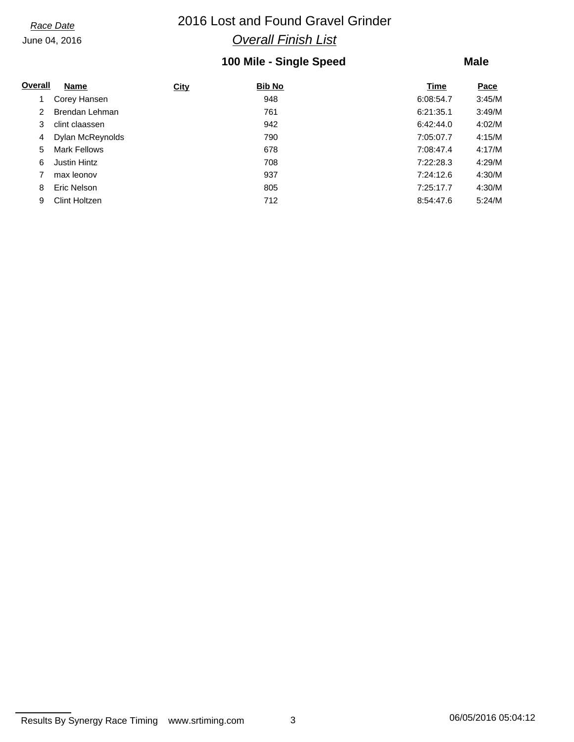*Race Date*
June 04, 2016

# 2016 Lost and Found Gravel Grinder

## *Overall Finish List*

### 100 Mile - Single Speed — Male

| Overall | Name | City | Bib No | Time | Pace |
|---|---|---|---|---|---|
| 1 | Corey Hansen | | 948 | 6:08:54.7 | 3:45/M |
| 2 | Brendan Lehman | | 761 | 6:21:35.1 | 3:49/M |
| 3 | clint claassen | | 942 | 6:42:44.0 | 4:02/M |
| 4 | Dylan McReynolds | | 790 | 7:05:07.7 | 4:15/M |
| 5 | Mark Fellows | | 678 | 7:08:47.4 | 4:17/M |
| 6 | Justin Hintz | | 708 | 7:22:28.3 | 4:29/M |
| 7 | max leonov | | 937 | 7:24:12.6 | 4:30/M |
| 8 | Eric Nelson | | 805 | 7:25:17.7 | 4:30/M |
| 9 | Clint Holtzen | | 712 | 8:54:47.6 | 5:24/M |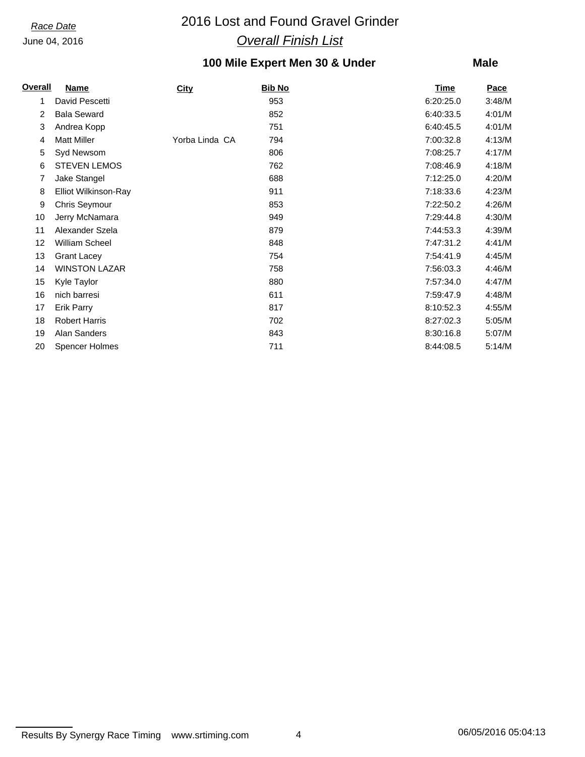*Race Date*
June 04, 2016

# 2016 Lost and Found Gravel Grinder

## *Overall Finish List*

### 100 Mile Expert Men 30 & Under — Male

| Overall | Name | City | Bib No | Time | Pace |
|---|---|---|---|---|---|
| 1 | David Pescetti | | 953 | 6:20:25.0 | 3:48/M |
| 2 | Bala Seward | | 852 | 6:40:33.5 | 4:01/M |
| 3 | Andrea Kopp | | 751 | 6:40:45.5 | 4:01/M |
| 4 | Matt Miller | Yorba Linda CA | 794 | 7:00:32.8 | 4:13/M |
| 5 | Syd Newsom | | 806 | 7:08:25.7 | 4:17/M |
| 6 | STEVEN LEMOS | | 762 | 7:08:46.9 | 4:18/M |
| 7 | Jake Stangel | | 688 | 7:12:25.0 | 4:20/M |
| 8 | Elliot Wilkinson-Ray | | 911 | 7:18:33.6 | 4:23/M |
| 9 | Chris Seymour | | 853 | 7:22:50.2 | 4:26/M |
| 10 | Jerry McNamara | | 949 | 7:29:44.8 | 4:30/M |
| 11 | Alexander Szela | | 879 | 7:44:53.3 | 4:39/M |
| 12 | William Scheel | | 848 | 7:47:31.2 | 4:41/M |
| 13 | Grant Lacey | | 754 | 7:54:41.9 | 4:45/M |
| 14 | WINSTON LAZAR | | 758 | 7:56:03.3 | 4:46/M |
| 15 | Kyle Taylor | | 880 | 7:57:34.0 | 4:47/M |
| 16 | nich barresi | | 611 | 7:59:47.9 | 4:48/M |
| 17 | Erik Parry | | 817 | 8:10:52.3 | 4:55/M |
| 18 | Robert Harris | | 702 | 8:27:02.3 | 5:05/M |
| 19 | Alan Sanders | | 843 | 8:30:16.8 | 5:07/M |
| 20 | Spencer Holmes | | 711 | 8:44:08.5 | 5:14/M |

Results By Synergy Race Timing www.srtiming.com 06/05/2016 05:04:13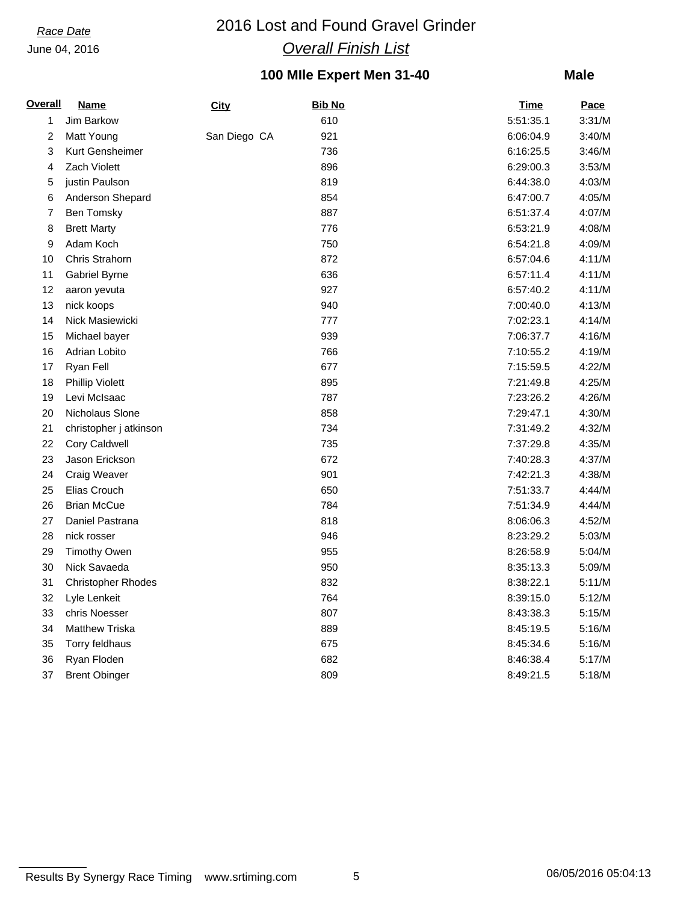*Race Date*

June 04, 2016

# 2016 Lost and Found Gravel Grinder

## *Overall Finish List*

### 100 MIle Expert Men 31-40

**Male**

| Overall | Name | City | Bib No | Time | Pace |
|---|---|---|---|---|---|
| 1 | Jim Barkow | | 610 | 5:51:35.1 | 3:31/M |
| 2 | Matt Young | San Diego CA | 921 | 6:06:04.9 | 3:40/M |
| 3 | Kurt Gensheimer | | 736 | 6:16:25.5 | 3:46/M |
| 4 | Zach Violett | | 896 | 6:29:00.3 | 3:53/M |
| 5 | justin Paulson | | 819 | 6:44:38.0 | 4:03/M |
| 6 | Anderson Shepard | | 854 | 6:47:00.7 | 4:05/M |
| 7 | Ben Tomsky | | 887 | 6:51:37.4 | 4:07/M |
| 8 | Brett Marty | | 776 | 6:53:21.9 | 4:08/M |
| 9 | Adam Koch | | 750 | 6:54:21.8 | 4:09/M |
| 10 | Chris Strahorn | | 872 | 6:57:04.6 | 4:11/M |
| 11 | Gabriel Byrne | | 636 | 6:57:11.4 | 4:11/M |
| 12 | aaron yevuta | | 927 | 6:57:40.2 | 4:11/M |
| 13 | nick koops | | 940 | 7:00:40.0 | 4:13/M |
| 14 | Nick Masiewicki | | 777 | 7:02:23.1 | 4:14/M |
| 15 | Michael bayer | | 939 | 7:06:37.7 | 4:16/M |
| 16 | Adrian Lobito | | 766 | 7:10:55.2 | 4:19/M |
| 17 | Ryan Fell | | 677 | 7:15:59.5 | 4:22/M |
| 18 | Phillip Violett | | 895 | 7:21:49.8 | 4:25/M |
| 19 | Levi McIsaac | | 787 | 7:23:26.2 | 4:26/M |
| 20 | Nicholaus Slone | | 858 | 7:29:47.1 | 4:30/M |
| 21 | christopher j atkinson | | 734 | 7:31:49.2 | 4:32/M |
| 22 | Cory Caldwell | | 735 | 7:37:29.8 | 4:35/M |
| 23 | Jason Erickson | | 672 | 7:40:28.3 | 4:37/M |
| 24 | Craig Weaver | | 901 | 7:42:21.3 | 4:38/M |
| 25 | Elias Crouch | | 650 | 7:51:33.7 | 4:44/M |
| 26 | Brian McCue | | 784 | 7:51:34.9 | 4:44/M |
| 27 | Daniel Pastrana | | 818 | 8:06:06.3 | 4:52/M |
| 28 | nick rosser | | 946 | 8:23:29.2 | 5:03/M |
| 29 | Timothy Owen | | 955 | 8:26:58.9 | 5:04/M |
| 30 | Nick Savaeda | | 950 | 8:35:13.3 | 5:09/M |
| 31 | Christopher Rhodes | | 832 | 8:38:22.1 | 5:11/M |
| 32 | Lyle Lenkeit | | 764 | 8:39:15.0 | 5:12/M |
| 33 | chris Noesser | | 807 | 8:43:38.3 | 5:15/M |
| 34 | Matthew Triska | | 889 | 8:45:19.5 | 5:16/M |
| 35 | Torry feldhaus | | 675 | 8:45:34.6 | 5:16/M |
| 36 | Ryan Floden | | 682 | 8:46:38.4 | 5:17/M |
| 37 | Brent Obinger | | 809 | 8:49:21.5 | 5:18/M |

Results By Synergy Race Timing www.srtiming.com 06/05/2016 05:04:13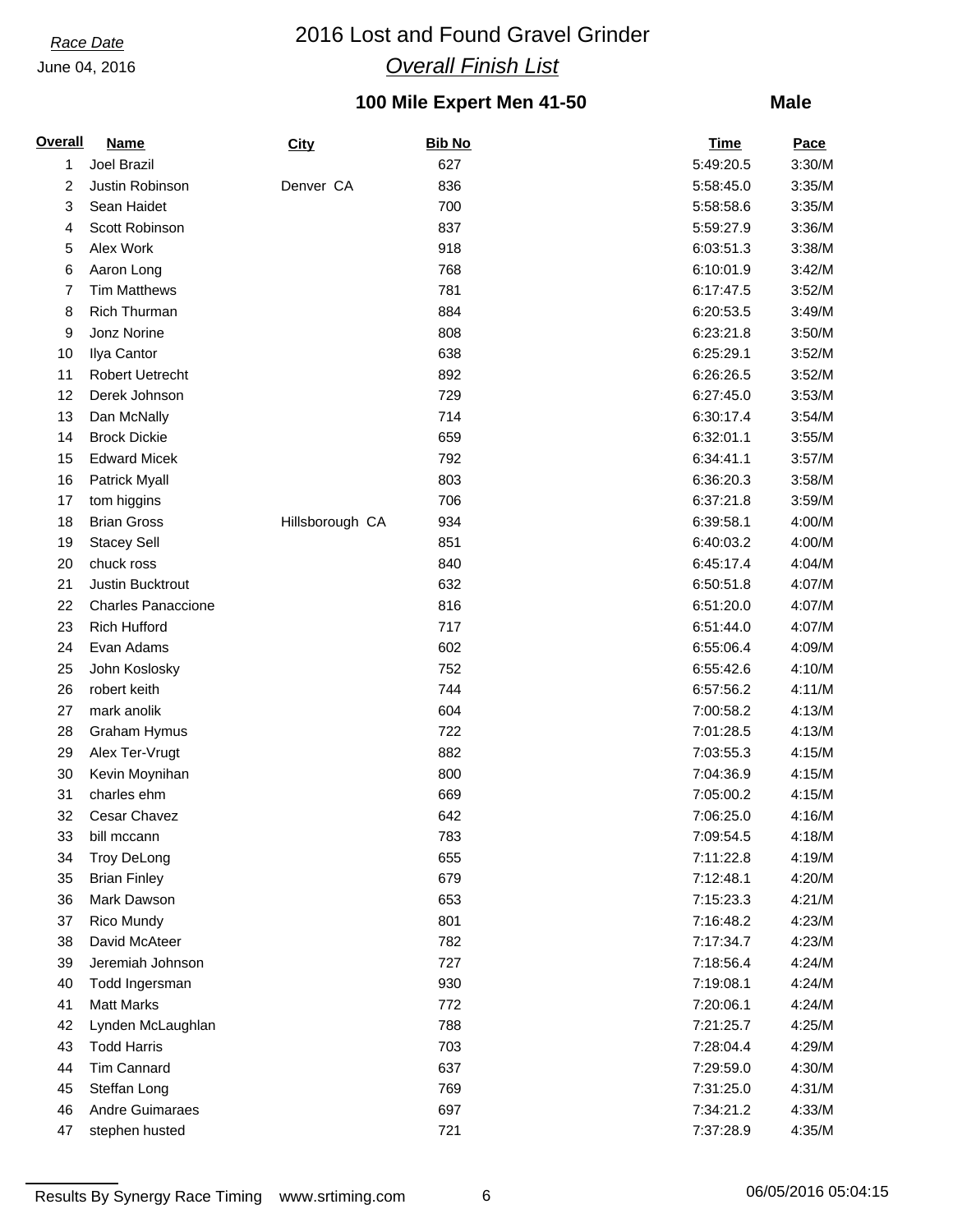*Race Date*

June 04, 2016

# 2016 Lost and Found Gravel Grinder

## *Overall Finish List*

### 100 Mile Expert Men 41-50 — Male

| Overall | Name | City | Bib No | Time | Pace |
|---|---|---|---|---|---|
| 1 | Joel Brazil | | 627 | 5:49:20.5 | 3:30/M |
| 2 | Justin Robinson | Denver CA | 836 | 5:58:45.0 | 3:35/M |
| 3 | Sean Haidet | | 700 | 5:58:58.6 | 3:35/M |
| 4 | Scott Robinson | | 837 | 5:59:27.9 | 3:36/M |
| 5 | Alex Work | | 918 | 6:03:51.3 | 3:38/M |
| 6 | Aaron Long | | 768 | 6:10:01.9 | 3:42/M |
| 7 | Tim Matthews | | 781 | 6:17:47.5 | 3:52/M |
| 8 | Rich Thurman | | 884 | 6:20:53.5 | 3:49/M |
| 9 | Jonz Norine | | 808 | 6:23:21.8 | 3:50/M |
| 10 | Ilya Cantor | | 638 | 6:25:29.1 | 3:52/M |
| 11 | Robert Uetrecht | | 892 | 6:26:26.5 | 3:52/M |
| 12 | Derek Johnson | | 729 | 6:27:45.0 | 3:53/M |
| 13 | Dan McNally | | 714 | 6:30:17.4 | 3:54/M |
| 14 | Brock Dickie | | 659 | 6:32:01.1 | 3:55/M |
| 15 | Edward Micek | | 792 | 6:34:41.1 | 3:57/M |
| 16 | Patrick Myall | | 803 | 6:36:20.3 | 3:58/M |
| 17 | tom higgins | | 706 | 6:37:21.8 | 3:59/M |
| 18 | Brian Gross | Hillsborough CA | 934 | 6:39:58.1 | 4:00/M |
| 19 | Stacey Sell | | 851 | 6:40:03.2 | 4:00/M |
| 20 | chuck ross | | 840 | 6:45:17.4 | 4:04/M |
| 21 | Justin Bucktrout | | 632 | 6:50:51.8 | 4:07/M |
| 22 | Charles Panaccione | | 816 | 6:51:20.0 | 4:07/M |
| 23 | Rich Hufford | | 717 | 6:51:44.0 | 4:07/M |
| 24 | Evan Adams | | 602 | 6:55:06.4 | 4:09/M |
| 25 | John Koslosky | | 752 | 6:55:42.6 | 4:10/M |
| 26 | robert keith | | 744 | 6:57:56.2 | 4:11/M |
| 27 | mark anolik | | 604 | 7:00:58.2 | 4:13/M |
| 28 | Graham Hymus | | 722 | 7:01:28.5 | 4:13/M |
| 29 | Alex Ter-Vrugt | | 882 | 7:03:55.3 | 4:15/M |
| 30 | Kevin Moynihan | | 800 | 7:04:36.9 | 4:15/M |
| 31 | charles ehm | | 669 | 7:05:00.2 | 4:15/M |
| 32 | Cesar Chavez | | 642 | 7:06:25.0 | 4:16/M |
| 33 | bill mccann | | 783 | 7:09:54.5 | 4:18/M |
| 34 | Troy DeLong | | 655 | 7:11:22.8 | 4:19/M |
| 35 | Brian Finley | | 679 | 7:12:48.1 | 4:20/M |
| 36 | Mark Dawson | | 653 | 7:15:23.3 | 4:21/M |
| 37 | Rico Mundy | | 801 | 7:16:48.2 | 4:23/M |
| 38 | David McAteer | | 782 | 7:17:34.7 | 4:23/M |
| 39 | Jeremiah Johnson | | 727 | 7:18:56.4 | 4:24/M |
| 40 | Todd Ingersman | | 930 | 7:19:08.1 | 4:24/M |
| 41 | Matt Marks | | 772 | 7:20:06.1 | 4:24/M |
| 42 | Lynden McLaughlan | | 788 | 7:21:25.7 | 4:25/M |
| 43 | Todd Harris | | 703 | 7:28:04.4 | 4:29/M |
| 44 | Tim Cannard | | 637 | 7:29:59.0 | 4:30/M |
| 45 | Steffan Long | | 769 | 7:31:25.0 | 4:31/M |
| 46 | Andre Guimaraes | | 697 | 7:34:21.2 | 4:33/M |
| 47 | stephen husted | | 721 | 7:37:28.9 | 4:35/M |

Results By Synergy Race Timing www.srtiming.com 06/05/2016 05:04:15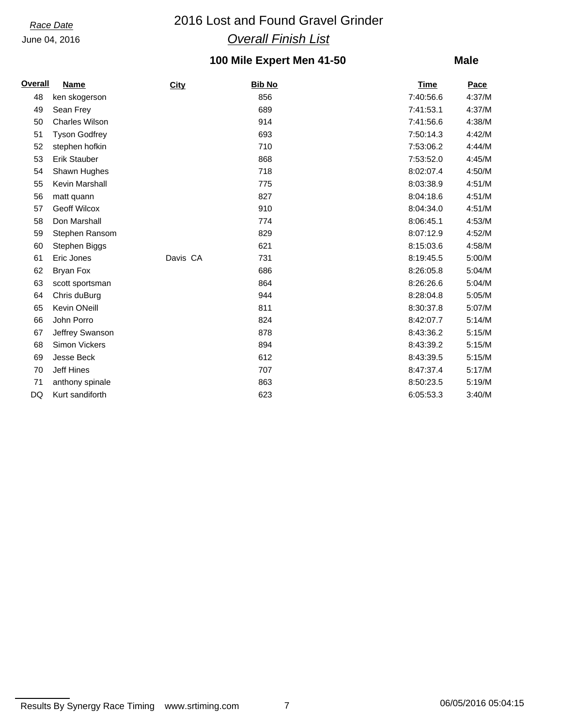*Race Date*

June 04, 2016

# 2016 Lost and Found Gravel Grinder

## *Overall Finish List*

### 100 Mile Expert Men 41-50

**Male**

| Overall | Name | City | Bib No | Time | Pace |
|---|---|---|---|---|---|
| 48 | ken skogerson | | 856 | 7:40:56.6 | 4:37/M |
| 49 | Sean Frey | | 689 | 7:41:53.1 | 4:37/M |
| 50 | Charles Wilson | | 914 | 7:41:56.6 | 4:38/M |
| 51 | Tyson Godfrey | | 693 | 7:50:14.3 | 4:42/M |
| 52 | stephen hofkin | | 710 | 7:53:06.2 | 4:44/M |
| 53 | Erik Stauber | | 868 | 7:53:52.0 | 4:45/M |
| 54 | Shawn Hughes | | 718 | 8:02:07.4 | 4:50/M |
| 55 | Kevin Marshall | | 775 | 8:03:38.9 | 4:51/M |
| 56 | matt quann | | 827 | 8:04:18.6 | 4:51/M |
| 57 | Geoff Wilcox | | 910 | 8:04:34.0 | 4:51/M |
| 58 | Don Marshall | | 774 | 8:06:45.1 | 4:53/M |
| 59 | Stephen Ransom | | 829 | 8:07:12.9 | 4:52/M |
| 60 | Stephen Biggs | | 621 | 8:15:03.6 | 4:58/M |
| 61 | Eric Jones | Davis CA | 731 | 8:19:45.5 | 5:00/M |
| 62 | Bryan Fox | | 686 | 8:26:05.8 | 5:04/M |
| 63 | scott sportsman | | 864 | 8:26:26.6 | 5:04/M |
| 64 | Chris duBurg | | 944 | 8:28:04.8 | 5:05/M |
| 65 | Kevin ONeill | | 811 | 8:30:37.8 | 5:07/M |
| 66 | John Porro | | 824 | 8:42:07.7 | 5:14/M |
| 67 | Jeffrey Swanson | | 878 | 8:43:36.2 | 5:15/M |
| 68 | Simon Vickers | | 894 | 8:43:39.2 | 5:15/M |
| 69 | Jesse Beck | | 612 | 8:43:39.5 | 5:15/M |
| 70 | Jeff Hines | | 707 | 8:47:37.4 | 5:17/M |
| 71 | anthony spinale | | 863 | 8:50:23.5 | 5:19/M |
| DQ | Kurt sandiforth | | 623 | 6:05:53.3 | 3:40/M |

Results By Synergy Race Timing www.srtiming.com 06/05/2016 05:04:15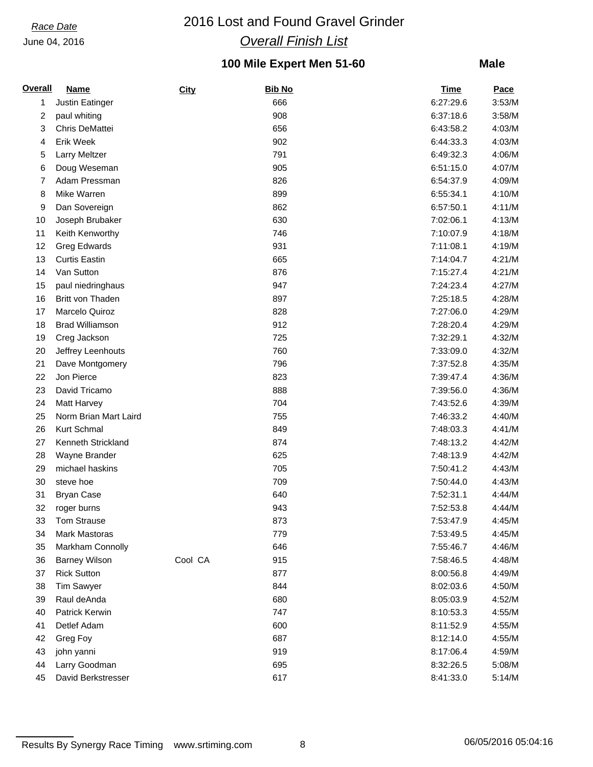*Race Date*
June 04, 2016

# 2016 Lost and Found Gravel Grinder

## *Overall Finish List*

### 100 Mile Expert Men 51-60 — Male

| Overall | Name | City | Bib No | Time | Pace |
|---|---|---|---|---|---|
| 1 | Justin Eatinger | | 666 | 6:27:29.6 | 3:53/M |
| 2 | paul whiting | | 908 | 6:37:18.6 | 3:58/M |
| 3 | Chris DeMattei | | 656 | 6:43:58.2 | 4:03/M |
| 4 | Erik Week | | 902 | 6:44:33.3 | 4:03/M |
| 5 | Larry Meltzer | | 791 | 6:49:32.3 | 4:06/M |
| 6 | Doug Weseman | | 905 | 6:51:15.0 | 4:07/M |
| 7 | Adam Pressman | | 826 | 6:54:37.9 | 4:09/M |
| 8 | Mike Warren | | 899 | 6:55:34.1 | 4:10/M |
| 9 | Dan Sovereign | | 862 | 6:57:50.1 | 4:11/M |
| 10 | Joseph Brubaker | | 630 | 7:02:06.1 | 4:13/M |
| 11 | Keith Kenworthy | | 746 | 7:10:07.9 | 4:18/M |
| 12 | Greg Edwards | | 931 | 7:11:08.1 | 4:19/M |
| 13 | Curtis Eastin | | 665 | 7:14:04.7 | 4:21/M |
| 14 | Van Sutton | | 876 | 7:15:27.4 | 4:21/M |
| 15 | paul niedringhaus | | 947 | 7:24:23.4 | 4:27/M |
| 16 | Britt von Thaden | | 897 | 7:25:18.5 | 4:28/M |
| 17 | Marcelo Quiroz | | 828 | 7:27:06.0 | 4:29/M |
| 18 | Brad Williamson | | 912 | 7:28:20.4 | 4:29/M |
| 19 | Creg Jackson | | 725 | 7:32:29.1 | 4:32/M |
| 20 | Jeffrey Leenhouts | | 760 | 7:33:09.0 | 4:32/M |
| 21 | Dave Montgomery | | 796 | 7:37:52.8 | 4:35/M |
| 22 | Jon Pierce | | 823 | 7:39:47.4 | 4:36/M |
| 23 | David Tricamo | | 888 | 7:39:56.0 | 4:36/M |
| 24 | Matt Harvey | | 704 | 7:43:52.6 | 4:39/M |
| 25 | Norm Brian Mart Laird | | 755 | 7:46:33.2 | 4:40/M |
| 26 | Kurt Schmal | | 849 | 7:48:03.3 | 4:41/M |
| 27 | Kenneth Strickland | | 874 | 7:48:13.2 | 4:42/M |
| 28 | Wayne Brander | | 625 | 7:48:13.9 | 4:42/M |
| 29 | michael haskins | | 705 | 7:50:41.2 | 4:43/M |
| 30 | steve hoe | | 709 | 7:50:44.0 | 4:43/M |
| 31 | Bryan Case | | 640 | 7:52:31.1 | 4:44/M |
| 32 | roger burns | | 943 | 7:52:53.8 | 4:44/M |
| 33 | Tom Strause | | 873 | 7:53:47.9 | 4:45/M |
| 34 | Mark Mastoras | | 779 | 7:53:49.5 | 4:45/M |
| 35 | Markham Connolly | | 646 | 7:55:46.7 | 4:46/M |
| 36 | Barney Wilson | Cool CA | 915 | 7:58:46.5 | 4:48/M |
| 37 | Rick Sutton | | 877 | 8:00:56.8 | 4:49/M |
| 38 | Tim Sawyer | | 844 | 8:02:03.6 | 4:50/M |
| 39 | Raul deAnda | | 680 | 8:05:03.9 | 4:52/M |
| 40 | Patrick Kerwin | | 747 | 8:10:53.3 | 4:55/M |
| 41 | Detlef Adam | | 600 | 8:11:52.9 | 4:55/M |
| 42 | Greg Foy | | 687 | 8:12:14.0 | 4:55/M |
| 43 | john yanni | | 919 | 8:17:06.4 | 4:59/M |
| 44 | Larry Goodman | | 695 | 8:32:26.5 | 5:08/M |
| 45 | David Berkstresser | | 617 | 8:41:33.0 | 5:14/M |

Results By Synergy Race Timing www.srtiming.com 06/05/2016 05:04:16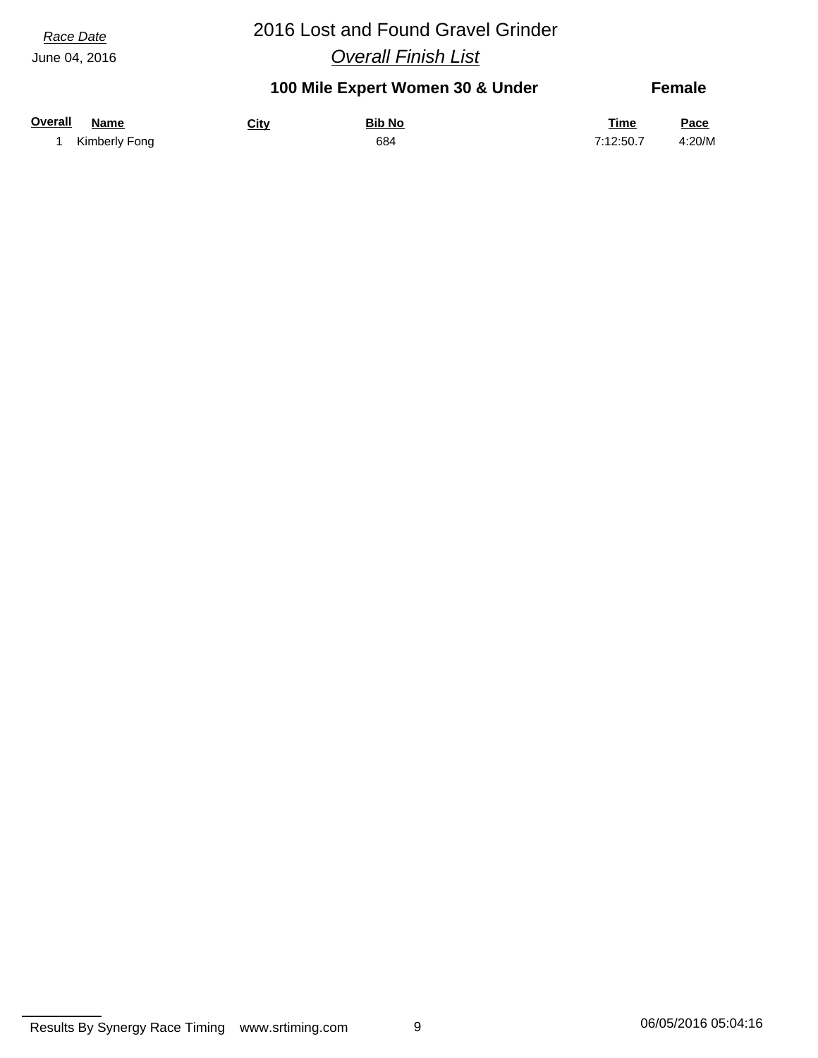*Race Date*

June 04, 2016

# 2016 Lost and Found Gravel Grinder

## *Overall Finish List*

### 100 Mile Expert Women 30 & Under — Female

| Overall | Name | City | Bib No | Time | Pace |
|---|---|---|---|---|---|
| 1 | Kimberly Fong | | 684 | 7:12:50.7 | 4:20/M |

Results By Synergy Race Timing    www.srtiming.com    06/05/2016 05:04:16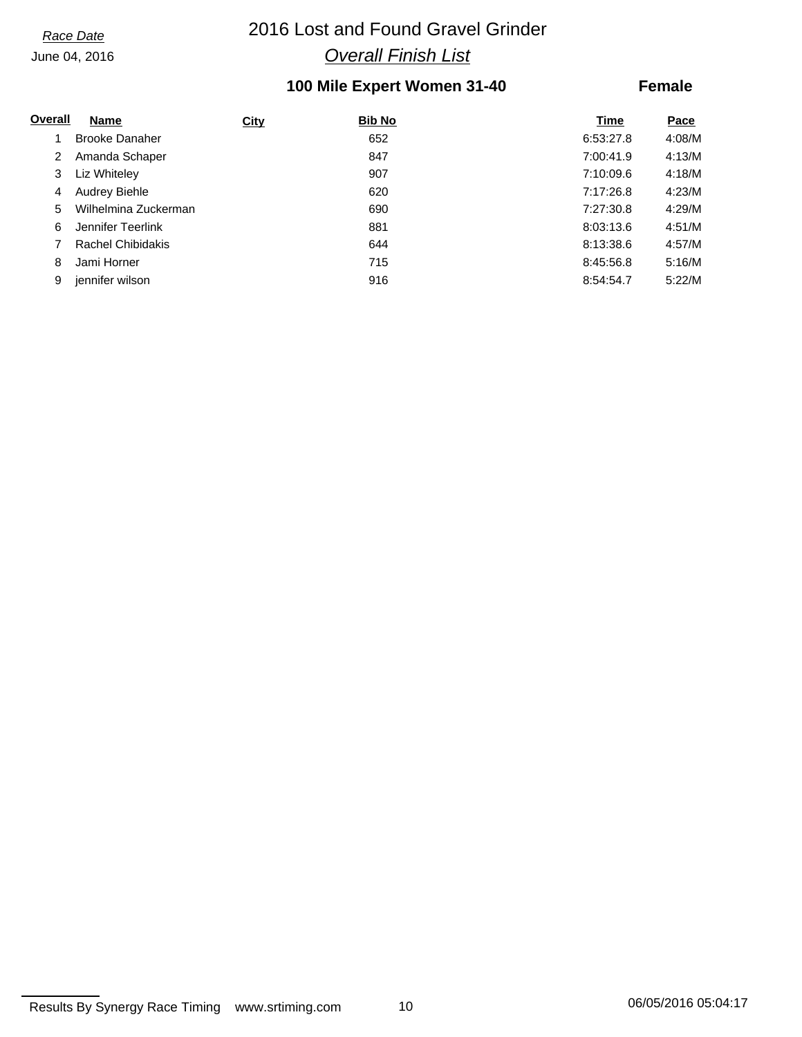*Race Date*

June 04, 2016

# 2016 Lost and Found Gravel Grinder

## *Overall Finish List*

### 100 Mile Expert Women 31-40 — Female

| Overall | Name | City | Bib No | Time | Pace |
|---|---|---|---|---|---|
| 1 | Brooke Danaher | | 652 | 6:53:27.8 | 4:08/M |
| 2 | Amanda Schaper | | 847 | 7:00:41.9 | 4:13/M |
| 3 | Liz Whiteley | | 907 | 7:10:09.6 | 4:18/M |
| 4 | Audrey Biehle | | 620 | 7:17:26.8 | 4:23/M |
| 5 | Wilhelmina Zuckerman | | 690 | 7:27:30.8 | 4:29/M |
| 6 | Jennifer Teerlink | | 881 | 8:03:13.6 | 4:51/M |
| 7 | Rachel Chibidakis | | 644 | 8:13:38.6 | 4:57/M |
| 8 | Jami Horner | | 715 | 8:45:56.8 | 5:16/M |
| 9 | jennifer wilson | | 916 | 8:54:54.7 | 5:22/M |

Results By Synergy Race Timing www.srtiming.com 06/05/2016 05:04:17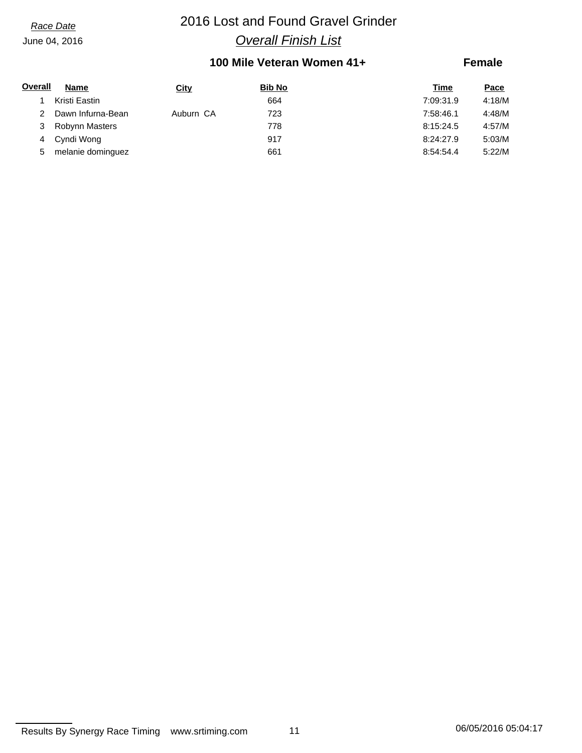*Race Date*

June 04, 2016

# 2016 Lost and Found Gravel Grinder

## *Overall Finish List*

### 100 Mile Veteran Women 41+ — Female

| Overall | Name | City | Bib No | Time | Pace |
|---|---|---|---|---|---|
| 1 | Kristi Eastin | | 664 | 7:09:31.9 | 4:18/M |
| 2 | Dawn Infurna-Bean | Auburn CA | 723 | 7:58:46.1 | 4:48/M |
| 3 | Robynn Masters | | 778 | 8:15:24.5 | 4:57/M |
| 4 | Cyndi Wong | | 917 | 8:24:27.9 | 5:03/M |
| 5 | melanie dominguez | | 661 | 8:54:54.4 | 5:22/M |

Results By Synergy Race Timing www.srtiming.com 06/05/2016 05:04:17